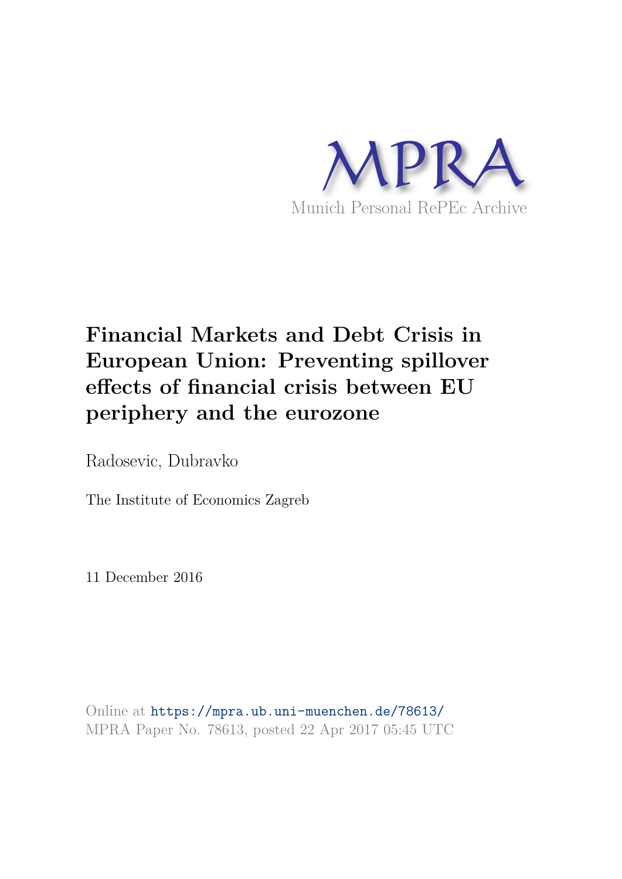MPRA

Munich Personal RePEc Archive

# Financial Markets and Debt Crisis in European Union: Preventing spillover effects of financial crisis between EU periphery and the eurozone

Radosevic, Dubravko

The Institute of Economics Zagreb

11 December 2016

Online at https://mpra.ub.uni-muenchen.de/78613/
MPRA Paper No. 78613, posted 22 Apr 2017 05:45 UTC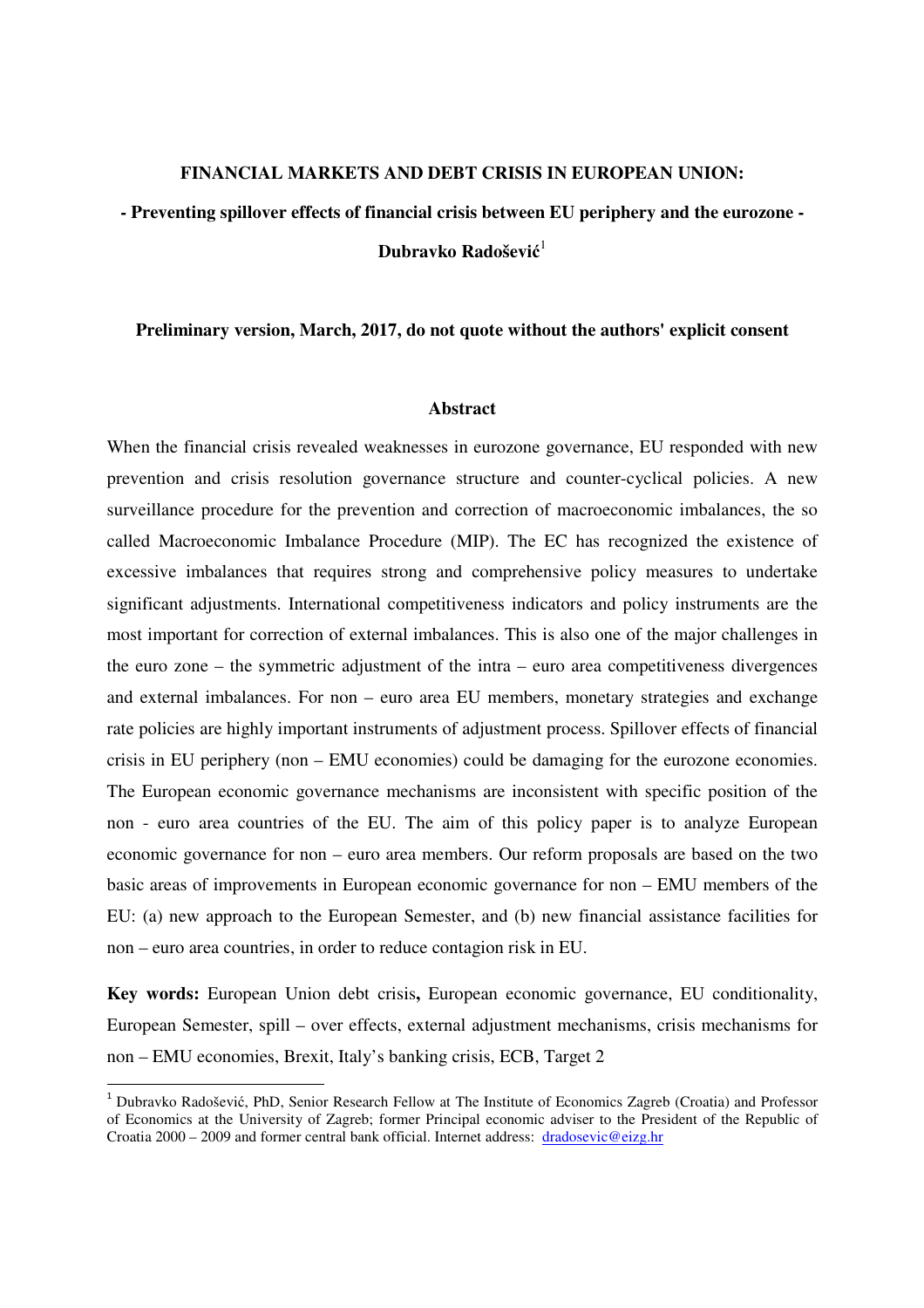**FINANCIAL MARKETS AND DEBT CRISIS IN EUROPEAN UNION:**

**- Preventing spillover effects of financial crisis between EU periphery and the eurozone -**

**Dubravko Radošević**[1]

**Preliminary version, March, 2017, do not quote without the authors' explicit consent**

## Abstract

When the financial crisis revealed weaknesses in eurozone governance, EU responded with new prevention and crisis resolution governance structure and counter-cyclical policies. A new surveillance procedure for the prevention and correction of macroeconomic imbalances, the so called Macroeconomic Imbalance Procedure (MIP). The EC has recognized the existence of excessive imbalances that requires strong and comprehensive policy measures to undertake significant adjustments. International competitiveness indicators and policy instruments are the most important for correction of external imbalances. This is also one of the major challenges in the euro zone – the symmetric adjustment of the intra – euro area competitiveness divergences and external imbalances. For non – euro area EU members, monetary strategies and exchange rate policies are highly important instruments of adjustment process. Spillover effects of financial crisis in EU periphery (non – EMU economies) could be damaging for the eurozone economies. The European economic governance mechanisms are inconsistent with specific position of the non - euro area countries of the EU. The aim of this policy paper is to analyze European economic governance for non – euro area members. Our reform proposals are based on the two basic areas of improvements in European economic governance for non – EMU members of the EU: (a) new approach to the European Semester, and (b) new financial assistance facilities for non – euro area countries, in order to reduce contagion risk in EU.

**Key words:** European Union debt crisis**,** European economic governance, EU conditionality, European Semester, spill – over effects, external adjustment mechanisms, crisis mechanisms for non – EMU economies, Brexit, Italy's banking crisis, ECB, Target 2

---

[1] Dubravko Radošević, PhD, Senior Research Fellow at The Institute of Economics Zagreb (Croatia) and Professor of Economics at the University of Zagreb; former Principal economic adviser to the President of the Republic of Croatia 2000 – 2009 and former central bank official. Internet address: dradosevic@eizg.hr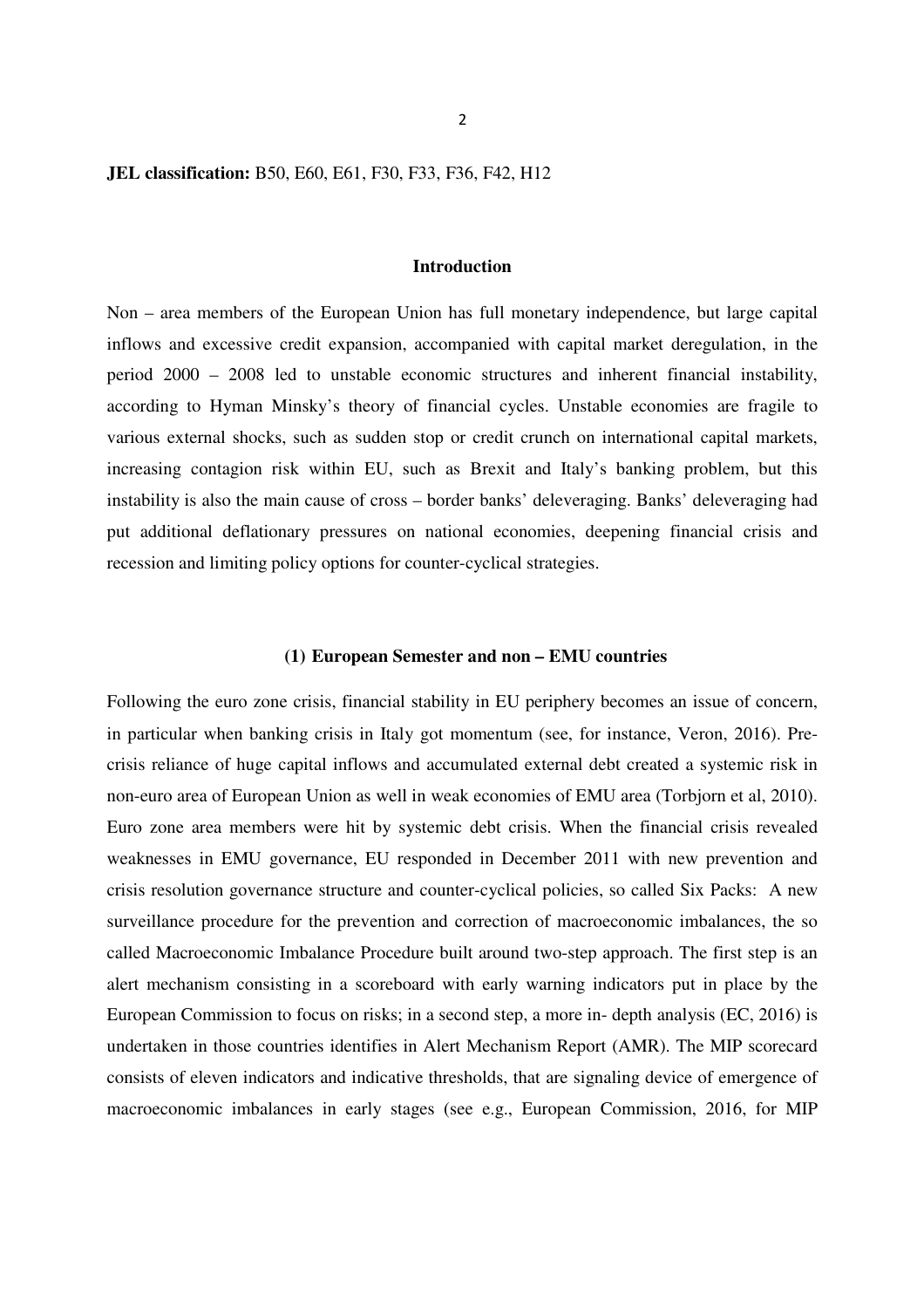**JEL classification:** B50, E60, E61, F30, F33, F36, F42, H12

## Introduction

Non – area members of the European Union has full monetary independence, but large capital inflows and excessive credit expansion, accompanied with capital market deregulation, in the period 2000 – 2008 led to unstable economic structures and inherent financial instability, according to Hyman Minsky's theory of financial cycles. Unstable economies are fragile to various external shocks, such as sudden stop or credit crunch on international capital markets, increasing contagion risk within EU, such as Brexit and Italy's banking problem, but this instability is also the main cause of cross – border banks' deleveraging. Banks' deleveraging had put additional deflationary pressures on national economies, deepening financial crisis and recession and limiting policy options for counter-cyclical strategies.

## (1) European Semester and non – EMU countries

Following the euro zone crisis, financial stability in EU periphery becomes an issue of concern, in particular when banking crisis in Italy got momentum (see, for instance, Veron, 2016). Pre-crisis reliance of huge capital inflows and accumulated external debt created a systemic risk in non-euro area of European Union as well in weak economies of EMU area (Torbjorn et al, 2010). Euro zone area members were hit by systemic debt crisis. When the financial crisis revealed weaknesses in EMU governance, EU responded in December 2011 with new prevention and crisis resolution governance structure and counter-cyclical policies, so called Six Packs: A new surveillance procedure for the prevention and correction of macroeconomic imbalances, the so called Macroeconomic Imbalance Procedure built around two-step approach. The first step is an alert mechanism consisting in a scoreboard with early warning indicators put in place by the European Commission to focus on risks; in a second step, a more in- depth analysis (EC, 2016) is undertaken in those countries identifies in Alert Mechanism Report (AMR). The MIP scorecard consists of eleven indicators and indicative thresholds, that are signaling device of emergence of macroeconomic imbalances in early stages (see e.g., European Commission, 2016, for MIP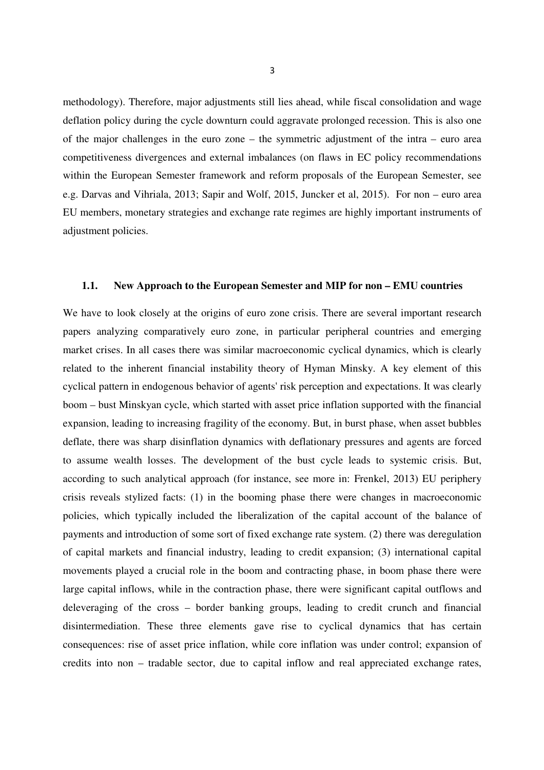methodology). Therefore, major adjustments still lies ahead, while fiscal consolidation and wage deflation policy during the cycle downturn could aggravate prolonged recession. This is also one of the major challenges in the euro zone – the symmetric adjustment of the intra – euro area competitiveness divergences and external imbalances (on flaws in EC policy recommendations within the European Semester framework and reform proposals of the European Semester, see e.g. Darvas and Vihriala, 2013; Sapir and Wolf, 2015, Juncker et al, 2015). For non – euro area EU members, monetary strategies and exchange rate regimes are highly important instruments of adjustment policies.

### 1.1. New Approach to the European Semester and MIP for non – EMU countries

We have to look closely at the origins of euro zone crisis. There are several important research papers analyzing comparatively euro zone, in particular peripheral countries and emerging market crises. In all cases there was similar macroeconomic cyclical dynamics, which is clearly related to the inherent financial instability theory of Hyman Minsky. A key element of this cyclical pattern in endogenous behavior of agents' risk perception and expectations. It was clearly boom – bust Minskyan cycle, which started with asset price inflation supported with the financial expansion, leading to increasing fragility of the economy. But, in burst phase, when asset bubbles deflate, there was sharp disinflation dynamics with deflationary pressures and agents are forced to assume wealth losses. The development of the bust cycle leads to systemic crisis. But, according to such analytical approach (for instance, see more in: Frenkel, 2013) EU periphery crisis reveals stylized facts: (1) in the booming phase there were changes in macroeconomic policies, which typically included the liberalization of the capital account of the balance of payments and introduction of some sort of fixed exchange rate system. (2) there was deregulation of capital markets and financial industry, leading to credit expansion; (3) international capital movements played a crucial role in the boom and contracting phase, in boom phase there were large capital inflows, while in the contraction phase, there were significant capital outflows and deleveraging of the cross – border banking groups, leading to credit crunch and financial disintermediation. These three elements gave rise to cyclical dynamics that has certain consequences: rise of asset price inflation, while core inflation was under control; expansion of credits into non – tradable sector, due to capital inflow and real appreciated exchange rates,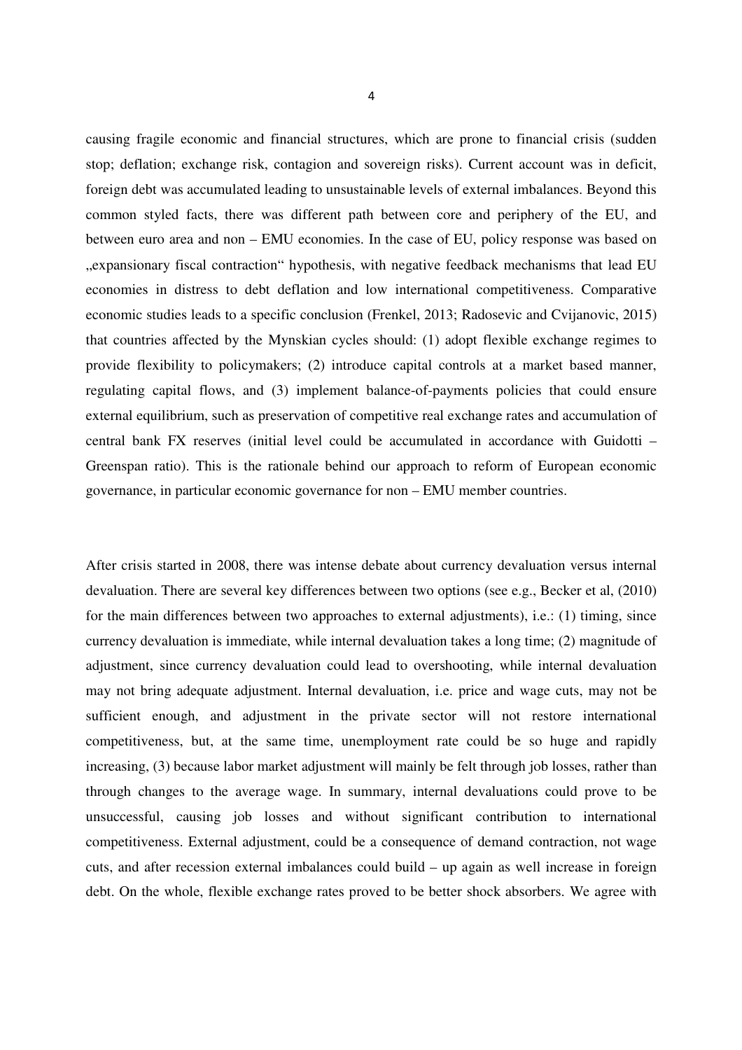causing fragile economic and financial structures, which are prone to financial crisis (sudden stop; deflation; exchange risk, contagion and sovereign risks). Current account was in deficit, foreign debt was accumulated leading to unsustainable levels of external imbalances. Beyond this common styled facts, there was different path between core and periphery of the EU, and between euro area and non – EMU economies. In the case of EU, policy response was based on „expansionary fiscal contraction" hypothesis, with negative feedback mechanisms that lead EU economies in distress to debt deflation and low international competitiveness. Comparative economic studies leads to a specific conclusion (Frenkel, 2013; Radosevic and Cvijanovic, 2015) that countries affected by the Mynskian cycles should: (1) adopt flexible exchange regimes to provide flexibility to policymakers; (2) introduce capital controls at a market based manner, regulating capital flows, and (3) implement balance-of-payments policies that could ensure external equilibrium, such as preservation of competitive real exchange rates and accumulation of central bank FX reserves (initial level could be accumulated in accordance with Guidotti – Greenspan ratio). This is the rationale behind our approach to reform of European economic governance, in particular economic governance for non – EMU member countries.

After crisis started in 2008, there was intense debate about currency devaluation versus internal devaluation. There are several key differences between two options (see e.g., Becker et al, (2010) for the main differences between two approaches to external adjustments), i.e.: (1) timing, since currency devaluation is immediate, while internal devaluation takes a long time; (2) magnitude of adjustment, since currency devaluation could lead to overshooting, while internal devaluation may not bring adequate adjustment. Internal devaluation, i.e. price and wage cuts, may not be sufficient enough, and adjustment in the private sector will not restore international competitiveness, but, at the same time, unemployment rate could be so huge and rapidly increasing, (3) because labor market adjustment will mainly be felt through job losses, rather than through changes to the average wage. In summary, internal devaluations could prove to be unsuccessful, causing job losses and without significant contribution to international competitiveness. External adjustment, could be a consequence of demand contraction, not wage cuts, and after recession external imbalances could build – up again as well increase in foreign debt. On the whole, flexible exchange rates proved to be better shock absorbers. We agree with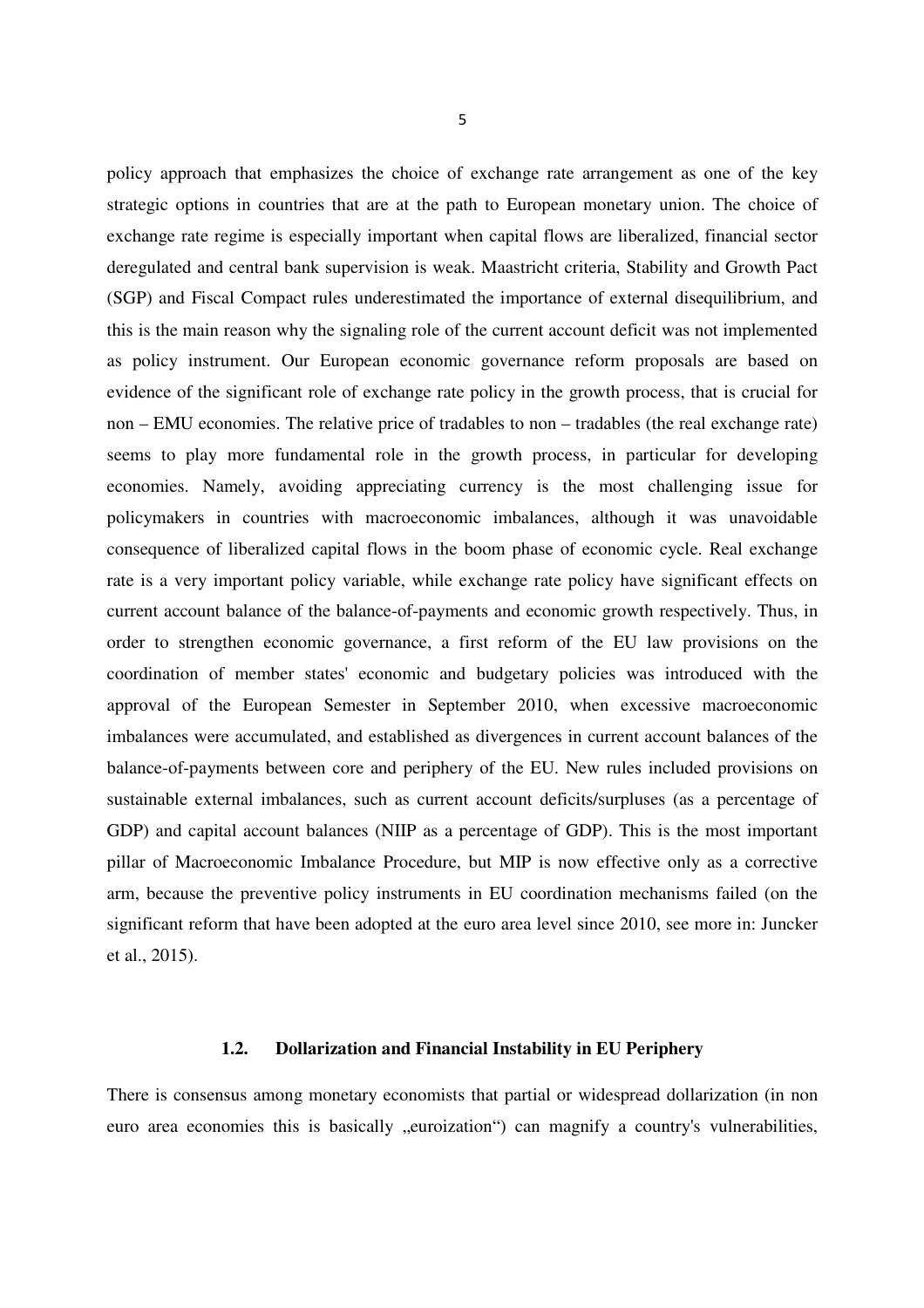policy approach that emphasizes the choice of exchange rate arrangement as one of the key strategic options in countries that are at the path to European monetary union. The choice of exchange rate regime is especially important when capital flows are liberalized, financial sector deregulated and central bank supervision is weak. Maastricht criteria, Stability and Growth Pact (SGP) and Fiscal Compact rules underestimated the importance of external disequilibrium, and this is the main reason why the signaling role of the current account deficit was not implemented as policy instrument. Our European economic governance reform proposals are based on evidence of the significant role of exchange rate policy in the growth process, that is crucial for non – EMU economies. The relative price of tradables to non – tradables (the real exchange rate) seems to play more fundamental role in the growth process, in particular for developing economies. Namely, avoiding appreciating currency is the most challenging issue for policymakers in countries with macroeconomic imbalances, although it was unavoidable consequence of liberalized capital flows in the boom phase of economic cycle. Real exchange rate is a very important policy variable, while exchange rate policy have significant effects on current account balance of the balance-of-payments and economic growth respectively. Thus, in order to strengthen economic governance, a first reform of the EU law provisions on the coordination of member states' economic and budgetary policies was introduced with the approval of the European Semester in September 2010, when excessive macroeconomic imbalances were accumulated, and established as divergences in current account balances of the balance-of-payments between core and periphery of the EU. New rules included provisions on sustainable external imbalances, such as current account deficits/surpluses (as a percentage of GDP) and capital account balances (NIIP as a percentage of GDP). This is the most important pillar of Macroeconomic Imbalance Procedure, but MIP is now effective only as a corrective arm, because the preventive policy instruments in EU coordination mechanisms failed (on the significant reform that have been adopted at the euro area level since 2010, see more in: Juncker et al., 2015).

### 1.2. Dollarization and Financial Instability in EU Periphery

There is consensus among monetary economists that partial or widespread dollarization (in non euro area economies this is basically „euroization") can magnify a country's vulnerabilities,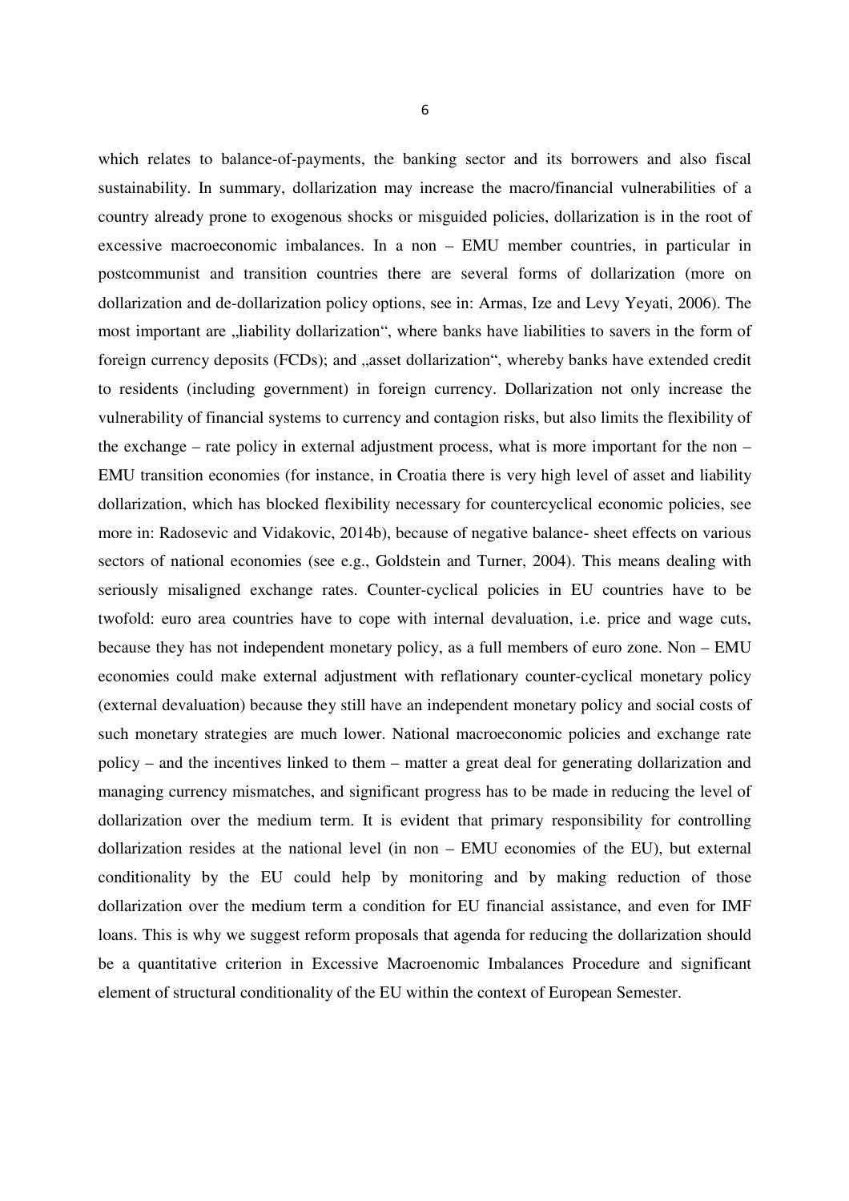which relates to balance-of-payments, the banking sector and its borrowers and also fiscal sustainability. In summary, dollarization may increase the macro/financial vulnerabilities of a country already prone to exogenous shocks or misguided policies, dollarization is in the root of excessive macroeconomic imbalances. In a non – EMU member countries, in particular in postcommunist and transition countries there are several forms of dollarization (more on dollarization and de-dollarization policy options, see in: Armas, Ize and Levy Yeyati, 2006). The most important are „liability dollarization", where banks have liabilities to savers in the form of foreign currency deposits (FCDs); and „asset dollarization", whereby banks have extended credit to residents (including government) in foreign currency. Dollarization not only increase the vulnerability of financial systems to currency and contagion risks, but also limits the flexibility of the exchange – rate policy in external adjustment process, what is more important for the non – EMU transition economies (for instance, in Croatia there is very high level of asset and liability dollarization, which has blocked flexibility necessary for countercyclical economic policies, see more in: Radosevic and Vidakovic, 2014b), because of negative balance- sheet effects on various sectors of national economies (see e.g., Goldstein and Turner, 2004). This means dealing with seriously misaligned exchange rates. Counter-cyclical policies in EU countries have to be twofold: euro area countries have to cope with internal devaluation, i.e. price and wage cuts, because they has not independent monetary policy, as a full members of euro zone. Non – EMU economies could make external adjustment with reflationary counter-cyclical monetary policy (external devaluation) because they still have an independent monetary policy and social costs of such monetary strategies are much lower. National macroeconomic policies and exchange rate policy – and the incentives linked to them – matter a great deal for generating dollarization and managing currency mismatches, and significant progress has to be made in reducing the level of dollarization over the medium term. It is evident that primary responsibility for controlling dollarization resides at the national level (in non – EMU economies of the EU), but external conditionality by the EU could help by monitoring and by making reduction of those dollarization over the medium term a condition for EU financial assistance, and even for IMF loans. This is why we suggest reform proposals that agenda for reducing the dollarization should be a quantitative criterion in Excessive Macroenomic Imbalances Procedure and significant element of structural conditionality of the EU within the context of European Semester.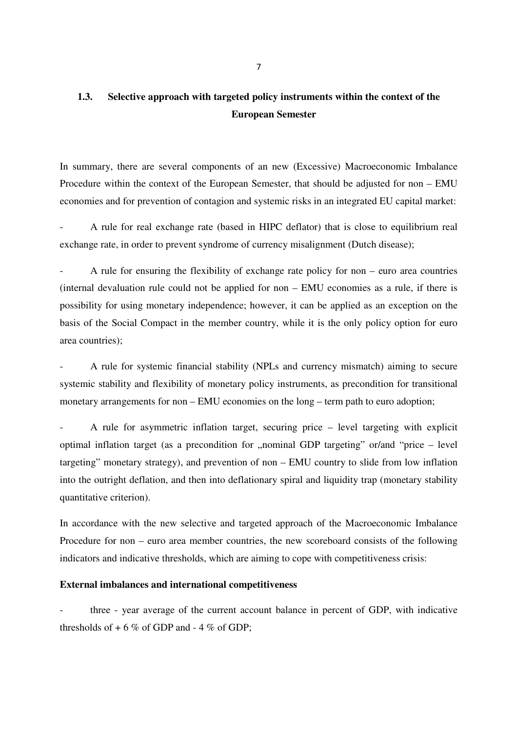## 1.3. Selective approach with targeted policy instruments within the context of the European Semester

In summary, there are several components of an new (Excessive) Macroeconomic Imbalance Procedure within the context of the European Semester, that should be adjusted for non – EMU economies and for prevention of contagion and systemic risks in an integrated EU capital market:

- A rule for real exchange rate (based in HIPC deflator) that is close to equilibrium real exchange rate, in order to prevent syndrome of currency misalignment (Dutch disease);
- A rule for ensuring the flexibility of exchange rate policy for non – euro area countries (internal devaluation rule could not be applied for non – EMU economies as a rule, if there is possibility for using monetary independence; however, it can be applied as an exception on the basis of the Social Compact in the member country, while it is the only policy option for euro area countries);
- A rule for systemic financial stability (NPLs and currency mismatch) aiming to secure systemic stability and flexibility of monetary policy instruments, as precondition for transitional monetary arrangements for non – EMU economies on the long – term path to euro adoption;
- A rule for asymmetric inflation target, securing price – level targeting with explicit optimal inflation target (as a precondition for „nominal GDP targeting" or/and "price – level targeting" monetary strategy), and prevention of non – EMU country to slide from low inflation into the outright deflation, and then into deflationary spiral and liquidity trap (monetary stability quantitative criterion).

In accordance with the new selective and targeted approach of the Macroeconomic Imbalance Procedure for non – euro area member countries, the new scoreboard consists of the following indicators and indicative thresholds, which are aiming to cope with competitiveness crisis:

**External imbalances and international competitiveness**

- three - year average of the current account balance in percent of GDP, with indicative thresholds of + 6 % of GDP and - 4 % of GDP;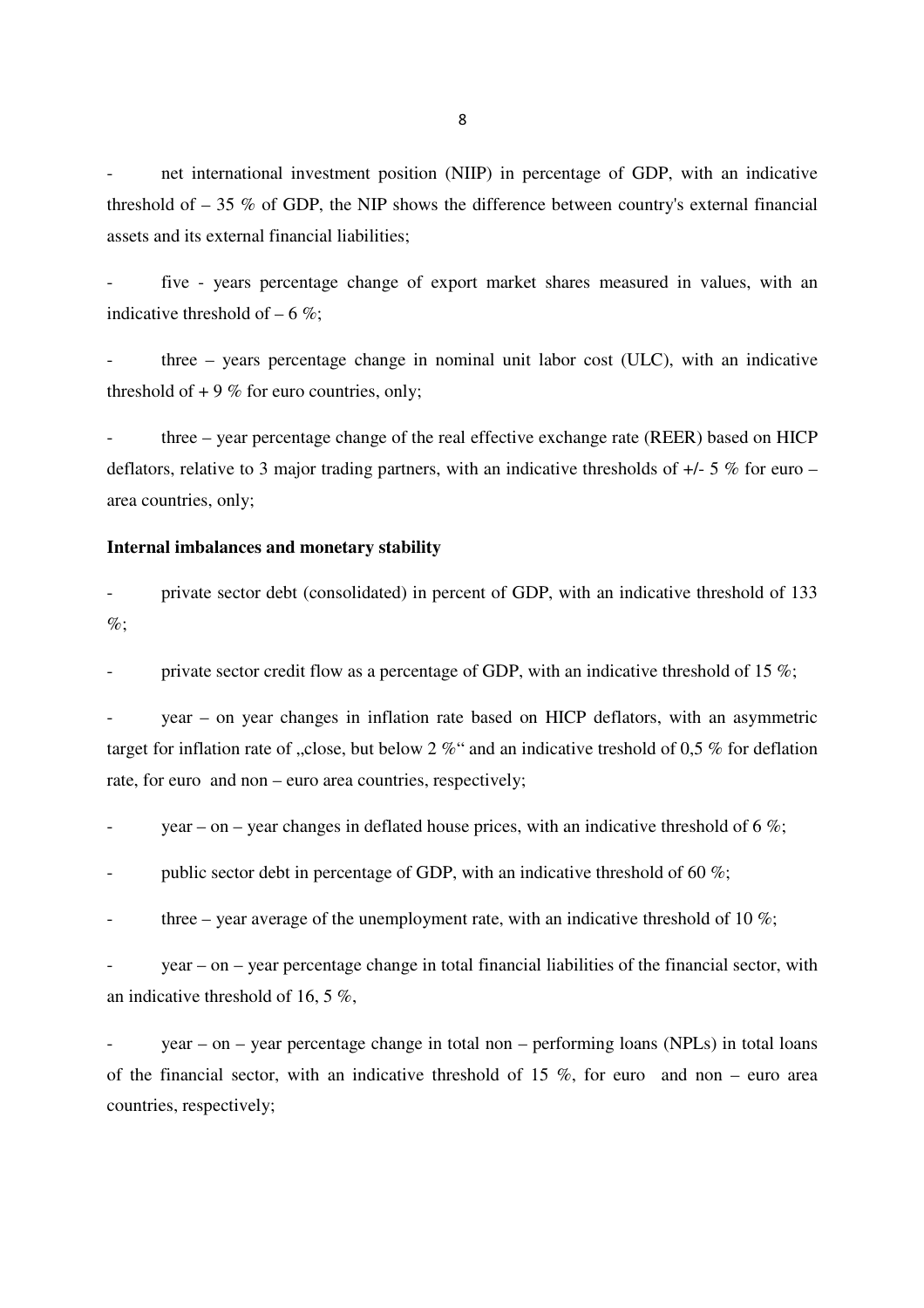- net international investment position (NIIP) in percentage of GDP, with an indicative threshold of – 35 % of GDP, the NIP shows the difference between country's external financial assets and its external financial liabilities;

- five - years percentage change of export market shares measured in values, with an indicative threshold of – 6 %;

- three – years percentage change in nominal unit labor cost (ULC), with an indicative threshold of + 9 % for euro countries, only;

- three – year percentage change of the real effective exchange rate (REER) based on HICP deflators, relative to 3 major trading partners, with an indicative thresholds of +/- 5 % for euro – area countries, only;

**Internal imbalances and monetary stability**

- private sector debt (consolidated) in percent of GDP, with an indicative threshold of 133 %;

- private sector credit flow as a percentage of GDP, with an indicative threshold of 15 %;

- year – on year changes in inflation rate based on HICP deflators, with an asymmetric target for inflation rate of „close, but below 2 %" and an indicative treshold of 0,5 % for deflation rate, for euro and non – euro area countries, respectively;

- year – on – year changes in deflated house prices, with an indicative threshold of 6 %;

- public sector debt in percentage of GDP, with an indicative threshold of 60 %;

- three – year average of the unemployment rate, with an indicative threshold of 10 %;

- year – on – year percentage change in total financial liabilities of the financial sector, with an indicative threshold of 16, 5 %,

- year – on – year percentage change in total non – performing loans (NPLs) in total loans of the financial sector, with an indicative threshold of 15 %, for euro and non – euro area countries, respectively;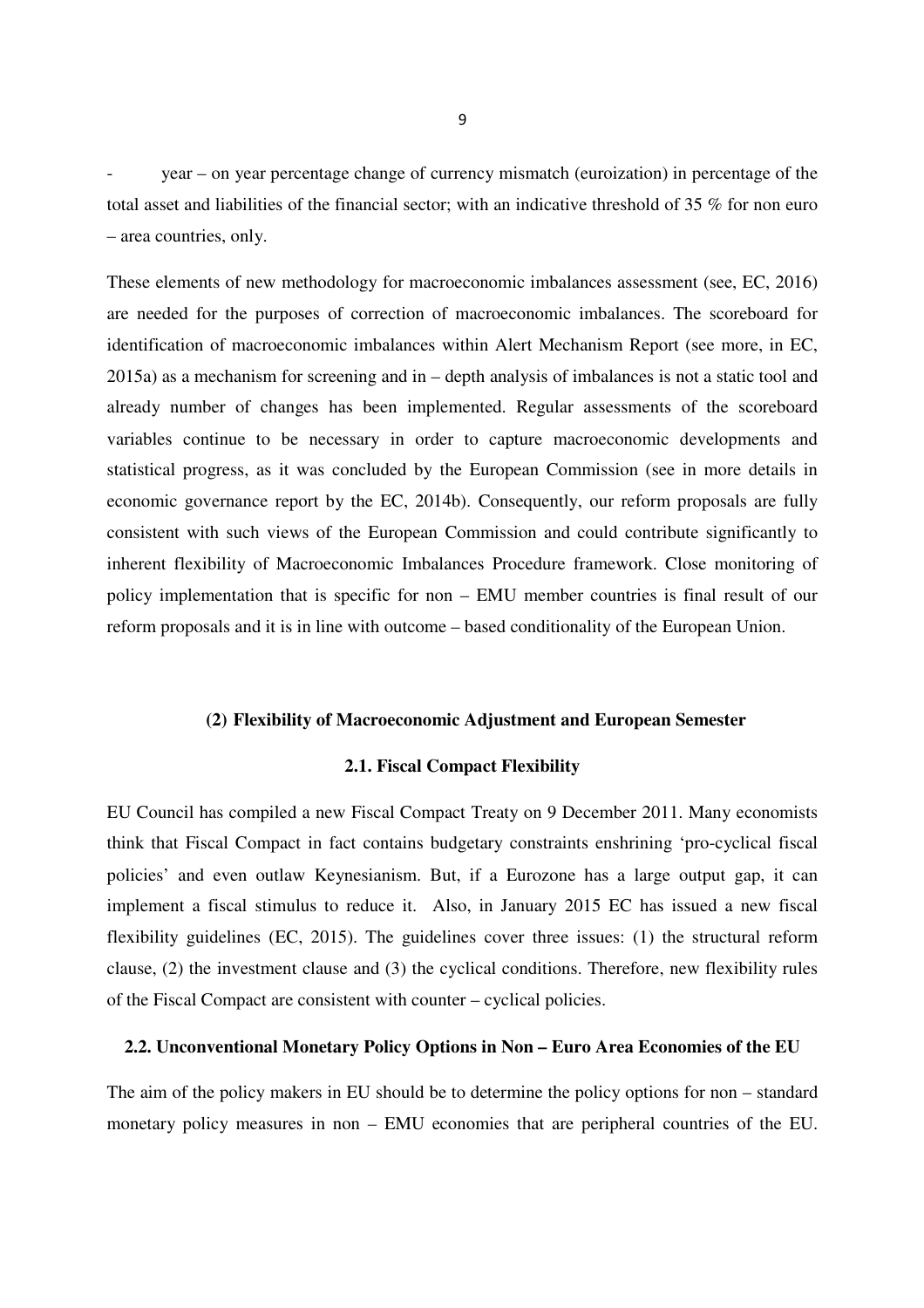- year – on year percentage change of currency mismatch (euroization) in percentage of the total asset and liabilities of the financial sector; with an indicative threshold of 35 % for non euro – area countries, only.

These elements of new methodology for macroeconomic imbalances assessment (see, EC, 2016) are needed for the purposes of correction of macroeconomic imbalances. The scoreboard for identification of macroeconomic imbalances within Alert Mechanism Report (see more, in EC, 2015a) as a mechanism for screening and in – depth analysis of imbalances is not a static tool and already number of changes has been implemented. Regular assessments of the scoreboard variables continue to be necessary in order to capture macroeconomic developments and statistical progress, as it was concluded by the European Commission (see in more details in economic governance report by the EC, 2014b). Consequently, our reform proposals are fully consistent with such views of the European Commission and could contribute significantly to inherent flexibility of Macroeconomic Imbalances Procedure framework. Close monitoring of policy implementation that is specific for non – EMU member countries is final result of our reform proposals and it is in line with outcome – based conditionality of the European Union.

## (2) Flexibility of Macroeconomic Adjustment and European Semester

### 2.1. Fiscal Compact Flexibility

EU Council has compiled a new Fiscal Compact Treaty on 9 December 2011. Many economists think that Fiscal Compact in fact contains budgetary constraints enshrining 'pro-cyclical fiscal policies' and even outlaw Keynesianism. But, if a Eurozone has a large output gap, it can implement a fiscal stimulus to reduce it. Also, in January 2015 EC has issued a new fiscal flexibility guidelines (EC, 2015). The guidelines cover three issues: (1) the structural reform clause, (2) the investment clause and (3) the cyclical conditions. Therefore, new flexibility rules of the Fiscal Compact are consistent with counter – cyclical policies.

### 2.2. Unconventional Monetary Policy Options in Non – Euro Area Economies of the EU

The aim of the policy makers in EU should be to determine the policy options for non – standard monetary policy measures in non – EMU economies that are peripheral countries of the EU.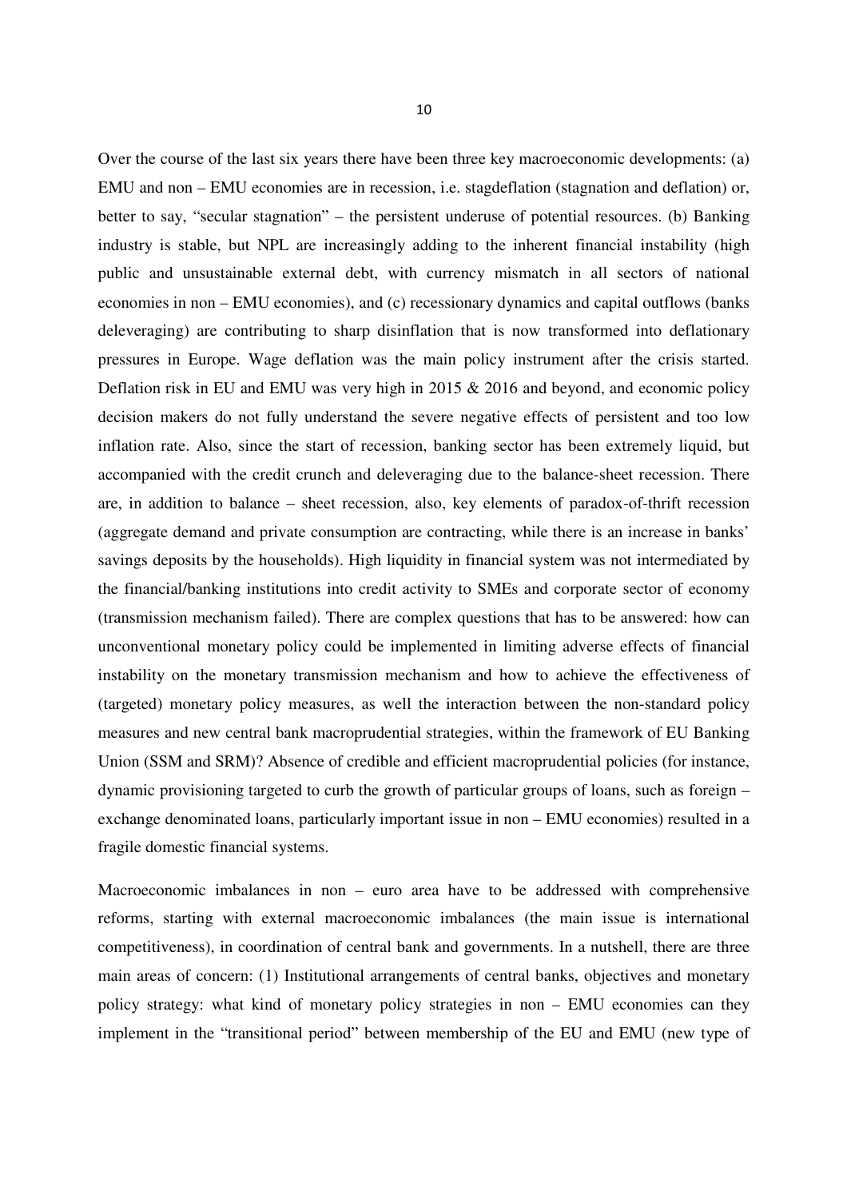Over the course of the last six years there have been three key macroeconomic developments: (a) EMU and non – EMU economies are in recession, i.e. stagdeflation (stagnation and deflation) or, better to say, "secular stagnation" – the persistent underuse of potential resources. (b) Banking industry is stable, but NPL are increasingly adding to the inherent financial instability (high public and unsustainable external debt, with currency mismatch in all sectors of national economies in non – EMU economies), and (c) recessionary dynamics and capital outflows (banks deleveraging) are contributing to sharp disinflation that is now transformed into deflationary pressures in Europe. Wage deflation was the main policy instrument after the crisis started. Deflation risk in EU and EMU was very high in 2015 & 2016 and beyond, and economic policy decision makers do not fully understand the severe negative effects of persistent and too low inflation rate. Also, since the start of recession, banking sector has been extremely liquid, but accompanied with the credit crunch and deleveraging due to the balance-sheet recession. There are, in addition to balance – sheet recession, also, key elements of paradox-of-thrift recession (aggregate demand and private consumption are contracting, while there is an increase in banks' savings deposits by the households). High liquidity in financial system was not intermediated by the financial/banking institutions into credit activity to SMEs and corporate sector of economy (transmission mechanism failed). There are complex questions that has to be answered: how can unconventional monetary policy could be implemented in limiting adverse effects of financial instability on the monetary transmission mechanism and how to achieve the effectiveness of (targeted) monetary policy measures, as well the interaction between the non-standard policy measures and new central bank macroprudential strategies, within the framework of EU Banking Union (SSM and SRM)? Absence of credible and efficient macroprudential policies (for instance, dynamic provisioning targeted to curb the growth of particular groups of loans, such as foreign – exchange denominated loans, particularly important issue in non – EMU economies) resulted in a fragile domestic financial systems.

Macroeconomic imbalances in non – euro area have to be addressed with comprehensive reforms, starting with external macroeconomic imbalances (the main issue is international competitiveness), in coordination of central bank and governments. In a nutshell, there are three main areas of concern: (1) Institutional arrangements of central banks, objectives and monetary policy strategy: what kind of monetary policy strategies in non – EMU economies can they implement in the "transitional period" between membership of the EU and EMU (new type of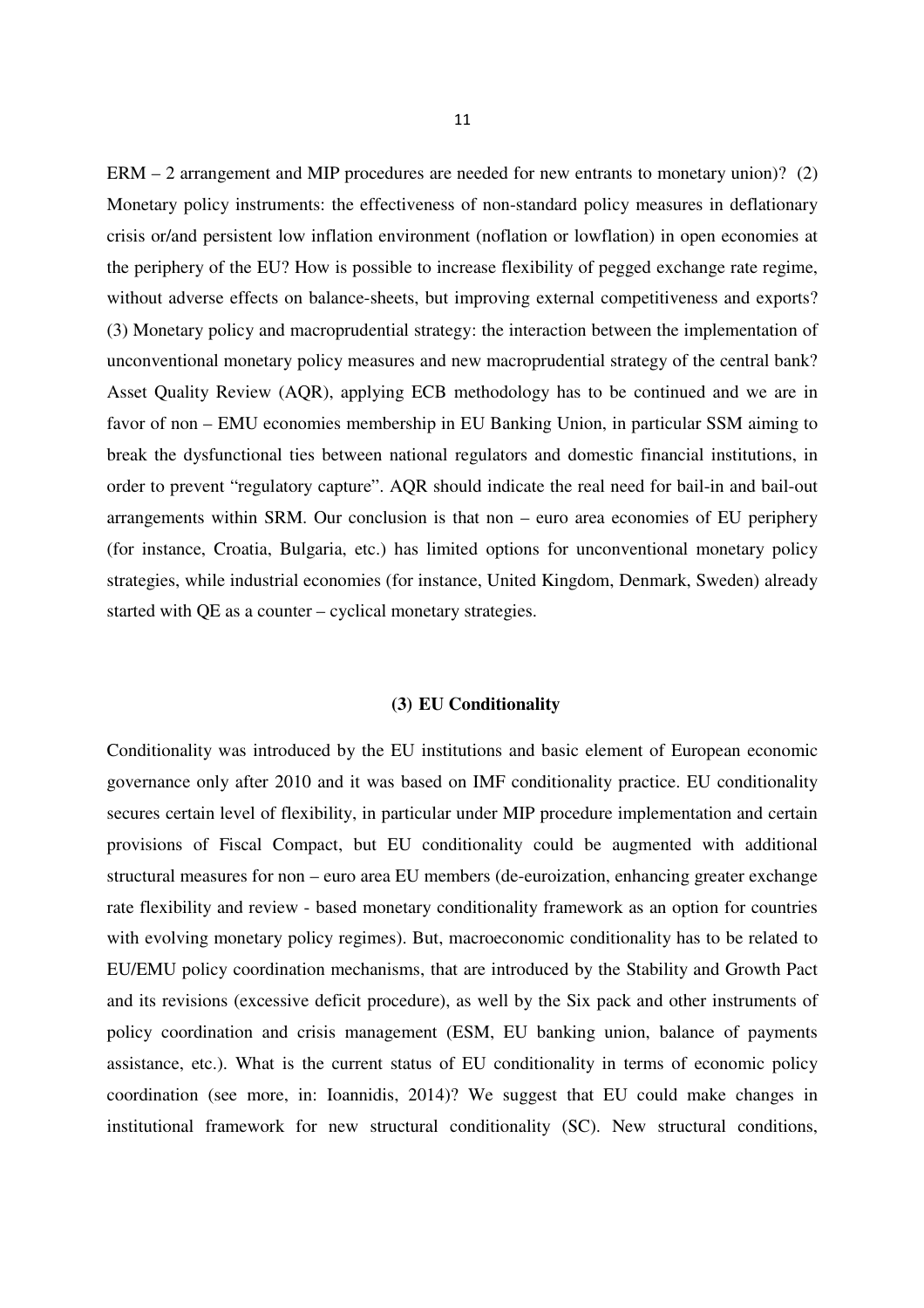ERM – 2 arrangement and MIP procedures are needed for new entrants to monetary union)? (2) Monetary policy instruments: the effectiveness of non-standard policy measures in deflationary crisis or/and persistent low inflation environment (noflation or lowflation) in open economies at the periphery of the EU? How is possible to increase flexibility of pegged exchange rate regime, without adverse effects on balance-sheets, but improving external competitiveness and exports? (3) Monetary policy and macroprudential strategy: the interaction between the implementation of unconventional monetary policy measures and new macroprudential strategy of the central bank? Asset Quality Review (AQR), applying ECB methodology has to be continued and we are in favor of non – EMU economies membership in EU Banking Union, in particular SSM aiming to break the dysfunctional ties between national regulators and domestic financial institutions, in order to prevent "regulatory capture". AQR should indicate the real need for bail-in and bail-out arrangements within SRM. Our conclusion is that non – euro area economies of EU periphery (for instance, Croatia, Bulgaria, etc.) has limited options for unconventional monetary policy strategies, while industrial economies (for instance, United Kingdom, Denmark, Sweden) already started with QE as a counter – cyclical monetary strategies.

### (3) EU Conditionality

Conditionality was introduced by the EU institutions and basic element of European economic governance only after 2010 and it was based on IMF conditionality practice. EU conditionality secures certain level of flexibility, in particular under MIP procedure implementation and certain provisions of Fiscal Compact, but EU conditionality could be augmented with additional structural measures for non – euro area EU members (de-euroization, enhancing greater exchange rate flexibility and review - based monetary conditionality framework as an option for countries with evolving monetary policy regimes). But, macroeconomic conditionality has to be related to EU/EMU policy coordination mechanisms, that are introduced by the Stability and Growth Pact and its revisions (excessive deficit procedure), as well by the Six pack and other instruments of policy coordination and crisis management (ESM, EU banking union, balance of payments assistance, etc.). What is the current status of EU conditionality in terms of economic policy coordination (see more, in: Ioannidis, 2014)? We suggest that EU could make changes in institutional framework for new structural conditionality (SC). New structural conditions,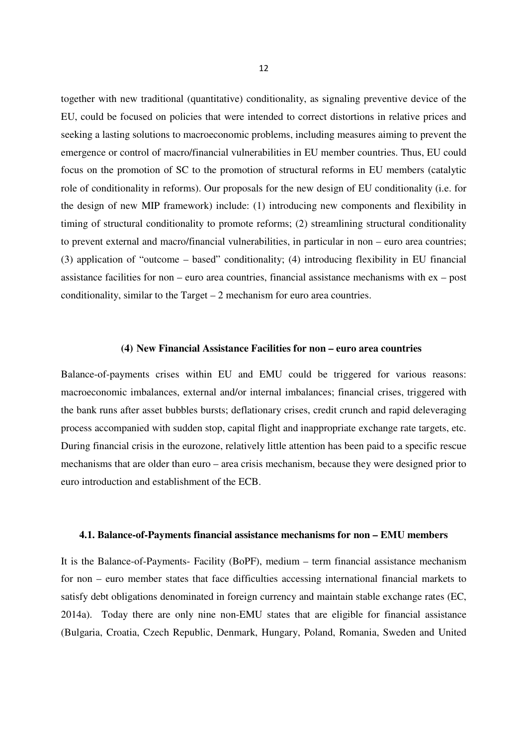together with new traditional (quantitative) conditionality, as signaling preventive device of the EU, could be focused on policies that were intended to correct distortions in relative prices and seeking a lasting solutions to macroeconomic problems, including measures aiming to prevent the emergence or control of macro/financial vulnerabilities in EU member countries. Thus, EU could focus on the promotion of SC to the promotion of structural reforms in EU members (catalytic role of conditionality in reforms). Our proposals for the new design of EU conditionality (i.e. for the design of new MIP framework) include: (1) introducing new components and flexibility in timing of structural conditionality to promote reforms; (2) streamlining structural conditionality to prevent external and macro/financial vulnerabilities, in particular in non – euro area countries; (3) application of "outcome – based" conditionality; (4) introducing flexibility in EU financial assistance facilities for non – euro area countries, financial assistance mechanisms with ex – post conditionality, similar to the Target – 2 mechanism for euro area countries.

## (4) New Financial Assistance Facilities for non – euro area countries

Balance-of-payments crises within EU and EMU could be triggered for various reasons: macroeconomic imbalances, external and/or internal imbalances; financial crises, triggered with the bank runs after asset bubbles bursts; deflationary crises, credit crunch and rapid deleveraging process accompanied with sudden stop, capital flight and inappropriate exchange rate targets, etc. During financial crisis in the eurozone, relatively little attention has been paid to a specific rescue mechanisms that are older than euro – area crisis mechanism, because they were designed prior to euro introduction and establishment of the ECB.

### 4.1. Balance-of-Payments financial assistance mechanisms for non – EMU members

It is the Balance-of-Payments- Facility (BoPF), medium – term financial assistance mechanism for non – euro member states that face difficulties accessing international financial markets to satisfy debt obligations denominated in foreign currency and maintain stable exchange rates (EC, 2014a). Today there are only nine non-EMU states that are eligible for financial assistance (Bulgaria, Croatia, Czech Republic, Denmark, Hungary, Poland, Romania, Sweden and United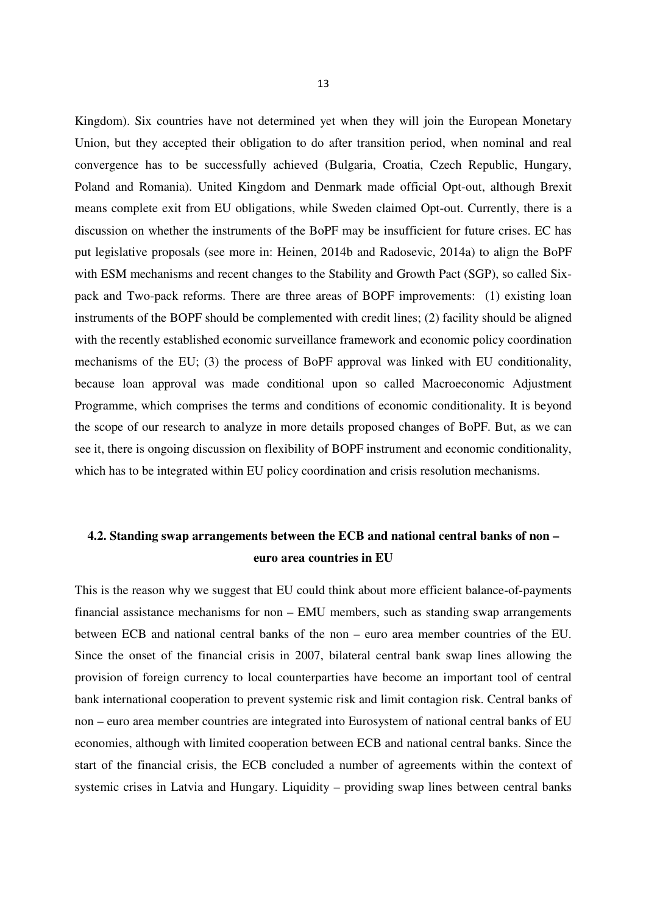Kingdom). Six countries have not determined yet when they will join the European Monetary Union, but they accepted their obligation to do after transition period, when nominal and real convergence has to be successfully achieved (Bulgaria, Croatia, Czech Republic, Hungary, Poland and Romania). United Kingdom and Denmark made official Opt-out, although Brexit means complete exit from EU obligations, while Sweden claimed Opt-out. Currently, there is a discussion on whether the instruments of the BoPF may be insufficient for future crises. EC has put legislative proposals (see more in: Heinen, 2014b and Radosevic, 2014a) to align the BoPF with ESM mechanisms and recent changes to the Stability and Growth Pact (SGP), so called Six-pack and Two-pack reforms. There are three areas of BOPF improvements: (1) existing loan instruments of the BOPF should be complemented with credit lines; (2) facility should be aligned with the recently established economic surveillance framework and economic policy coordination mechanisms of the EU; (3) the process of BoPF approval was linked with EU conditionality, because loan approval was made conditional upon so called Macroeconomic Adjustment Programme, which comprises the terms and conditions of economic conditionality. It is beyond the scope of our research to analyze in more details proposed changes of BoPF. But, as we can see it, there is ongoing discussion on flexibility of BOPF instrument and economic conditionality, which has to be integrated within EU policy coordination and crisis resolution mechanisms.

## 4.2. Standing swap arrangements between the ECB and national central banks of non – euro area countries in EU

This is the reason why we suggest that EU could think about more efficient balance-of-payments financial assistance mechanisms for non – EMU members, such as standing swap arrangements between ECB and national central banks of the non – euro area member countries of the EU. Since the onset of the financial crisis in 2007, bilateral central bank swap lines allowing the provision of foreign currency to local counterparties have become an important tool of central bank international cooperation to prevent systemic risk and limit contagion risk. Central banks of non – euro area member countries are integrated into Eurosystem of national central banks of EU economies, although with limited cooperation between ECB and national central banks. Since the start of the financial crisis, the ECB concluded a number of agreements within the context of systemic crises in Latvia and Hungary. Liquidity – providing swap lines between central banks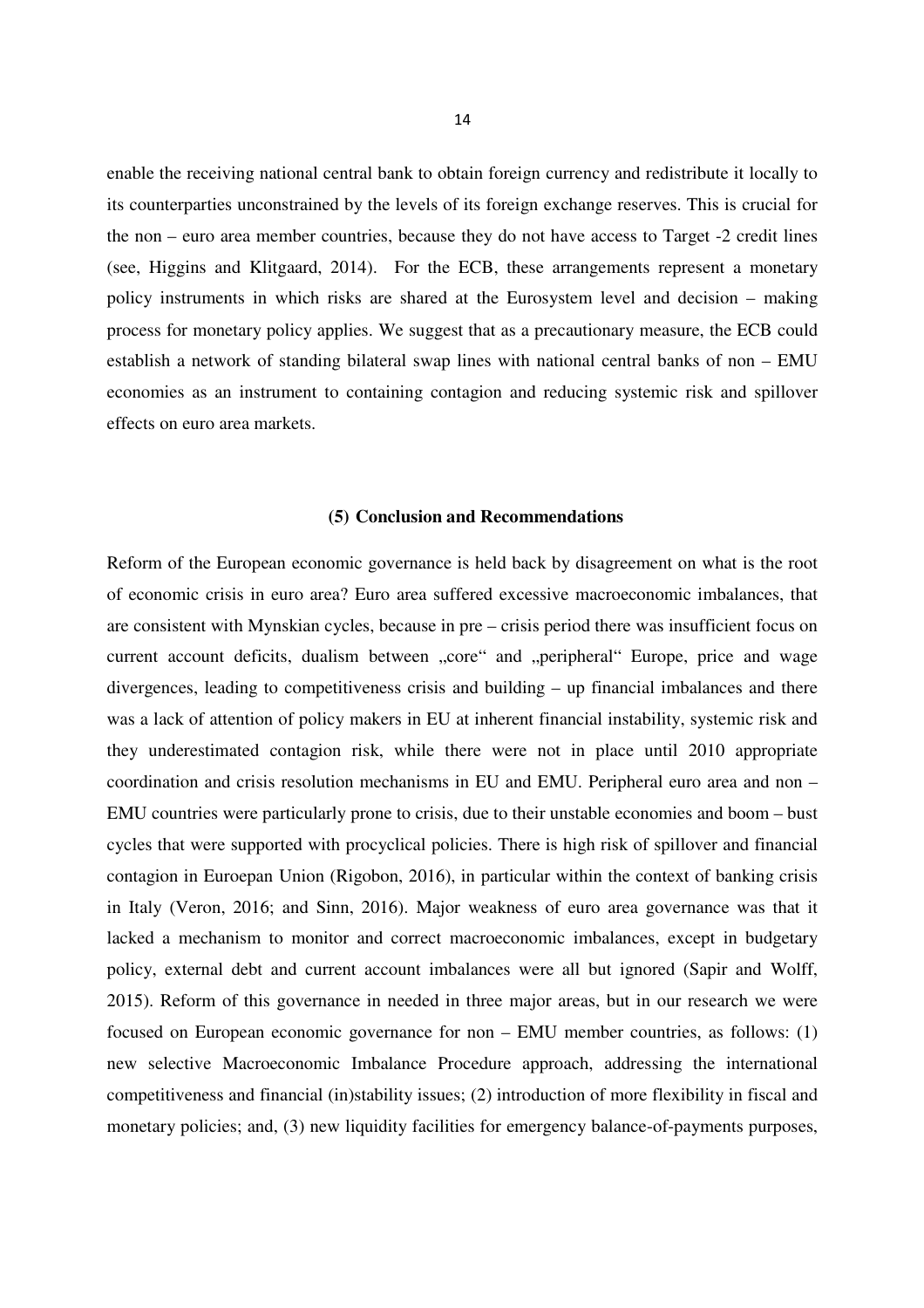enable the receiving national central bank to obtain foreign currency and redistribute it locally to its counterparties unconstrained by the levels of its foreign exchange reserves. This is crucial for the non – euro area member countries, because they do not have access to Target -2 credit lines (see, Higgins and Klitgaard, 2014). For the ECB, these arrangements represent a monetary policy instruments in which risks are shared at the Eurosystem level and decision – making process for monetary policy applies. We suggest that as a precautionary measure, the ECB could establish a network of standing bilateral swap lines with national central banks of non – EMU economies as an instrument to containing contagion and reducing systemic risk and spillover effects on euro area markets.

## (5) Conclusion and Recommendations

Reform of the European economic governance is held back by disagreement on what is the root of economic crisis in euro area? Euro area suffered excessive macroeconomic imbalances, that are consistent with Mynskian cycles, because in pre – crisis period there was insufficient focus on current account deficits, dualism between „core" and „peripheral" Europe, price and wage divergences, leading to competitiveness crisis and building – up financial imbalances and there was a lack of attention of policy makers in EU at inherent financial instability, systemic risk and they underestimated contagion risk, while there were not in place until 2010 appropriate coordination and crisis resolution mechanisms in EU and EMU. Peripheral euro area and non – EMU countries were particularly prone to crisis, due to their unstable economies and boom – bust cycles that were supported with procyclical policies. There is high risk of spillover and financial contagion in Euroepan Union (Rigobon, 2016), in particular within the context of banking crisis in Italy (Veron, 2016; and Sinn, 2016). Major weakness of euro area governance was that it lacked a mechanism to monitor and correct macroeconomic imbalances, except in budgetary policy, external debt and current account imbalances were all but ignored (Sapir and Wolff, 2015). Reform of this governance in needed in three major areas, but in our research we were focused on European economic governance for non – EMU member countries, as follows: (1) new selective Macroeconomic Imbalance Procedure approach, addressing the international competitiveness and financial (in)stability issues; (2) introduction of more flexibility in fiscal and monetary policies; and, (3) new liquidity facilities for emergency balance-of-payments purposes,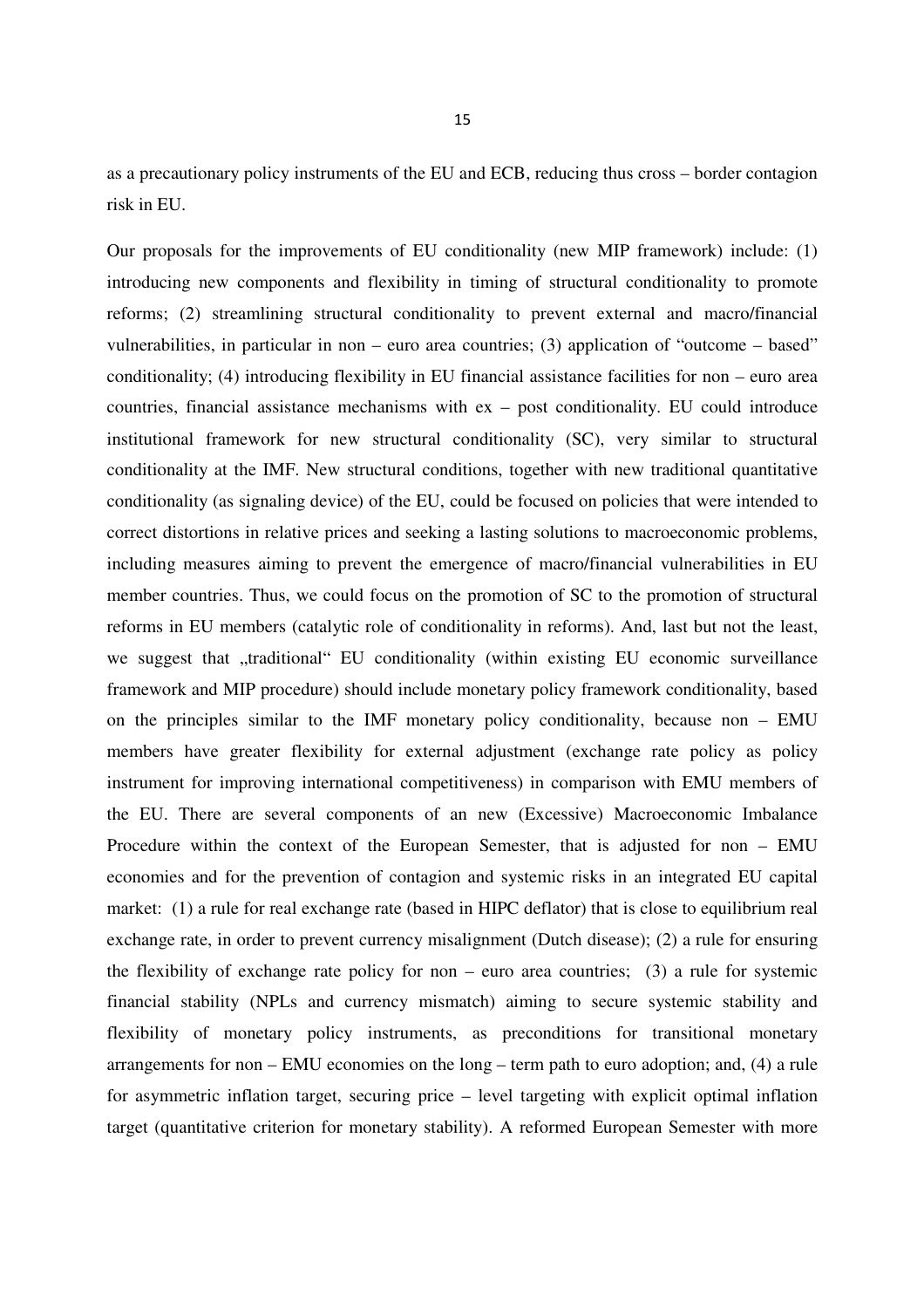as a precautionary policy instruments of the EU and ECB, reducing thus cross – border contagion risk in EU.

Our proposals for the improvements of EU conditionality (new MIP framework) include: (1) introducing new components and flexibility in timing of structural conditionality to promote reforms; (2) streamlining structural conditionality to prevent external and macro/financial vulnerabilities, in particular in non – euro area countries; (3) application of "outcome – based" conditionality; (4) introducing flexibility in EU financial assistance facilities for non – euro area countries, financial assistance mechanisms with ex – post conditionality. EU could introduce institutional framework for new structural conditionality (SC), very similar to structural conditionality at the IMF. New structural conditions, together with new traditional quantitative conditionality (as signaling device) of the EU, could be focused on policies that were intended to correct distortions in relative prices and seeking a lasting solutions to macroeconomic problems, including measures aiming to prevent the emergence of macro/financial vulnerabilities in EU member countries. Thus, we could focus on the promotion of SC to the promotion of structural reforms in EU members (catalytic role of conditionality in reforms). And, last but not the least, we suggest that „traditional" EU conditionality (within existing EU economic surveillance framework and MIP procedure) should include monetary policy framework conditionality, based on the principles similar to the IMF monetary policy conditionality, because non – EMU members have greater flexibility for external adjustment (exchange rate policy as policy instrument for improving international competitiveness) in comparison with EMU members of the EU. There are several components of an new (Excessive) Macroeconomic Imbalance Procedure within the context of the European Semester, that is adjusted for non – EMU economies and for the prevention of contagion and systemic risks in an integrated EU capital market: (1) a rule for real exchange rate (based in HIPC deflator) that is close to equilibrium real exchange rate, in order to prevent currency misalignment (Dutch disease); (2) a rule for ensuring the flexibility of exchange rate policy for non – euro area countries; (3) a rule for systemic financial stability (NPLs and currency mismatch) aiming to secure systemic stability and flexibility of monetary policy instruments, as preconditions for transitional monetary arrangements for non – EMU economies on the long – term path to euro adoption; and, (4) a rule for asymmetric inflation target, securing price – level targeting with explicit optimal inflation target (quantitative criterion for monetary stability). A reformed European Semester with more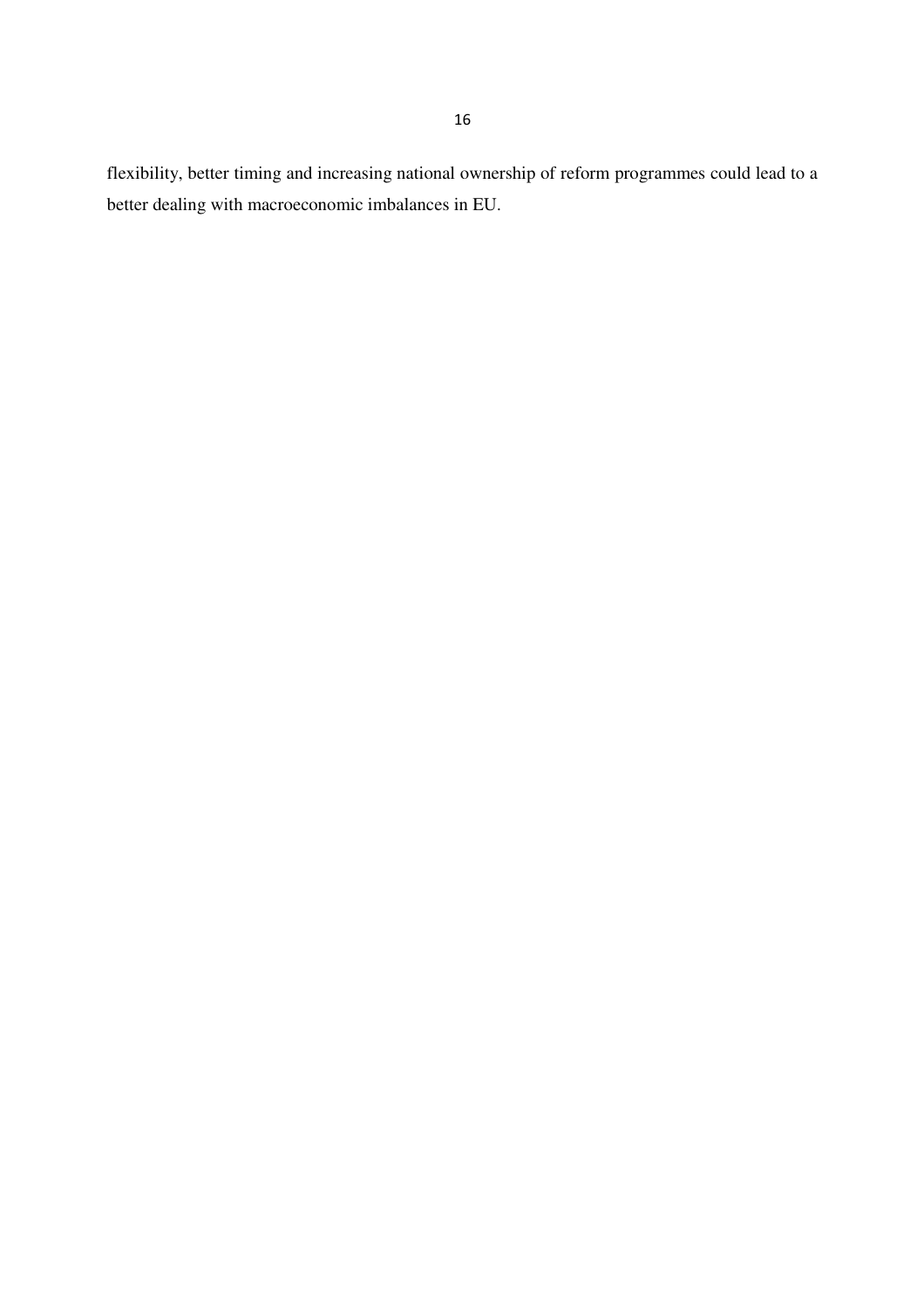flexibility, better timing and increasing national ownership of reform programmes could lead to a better dealing with macroeconomic imbalances in EU.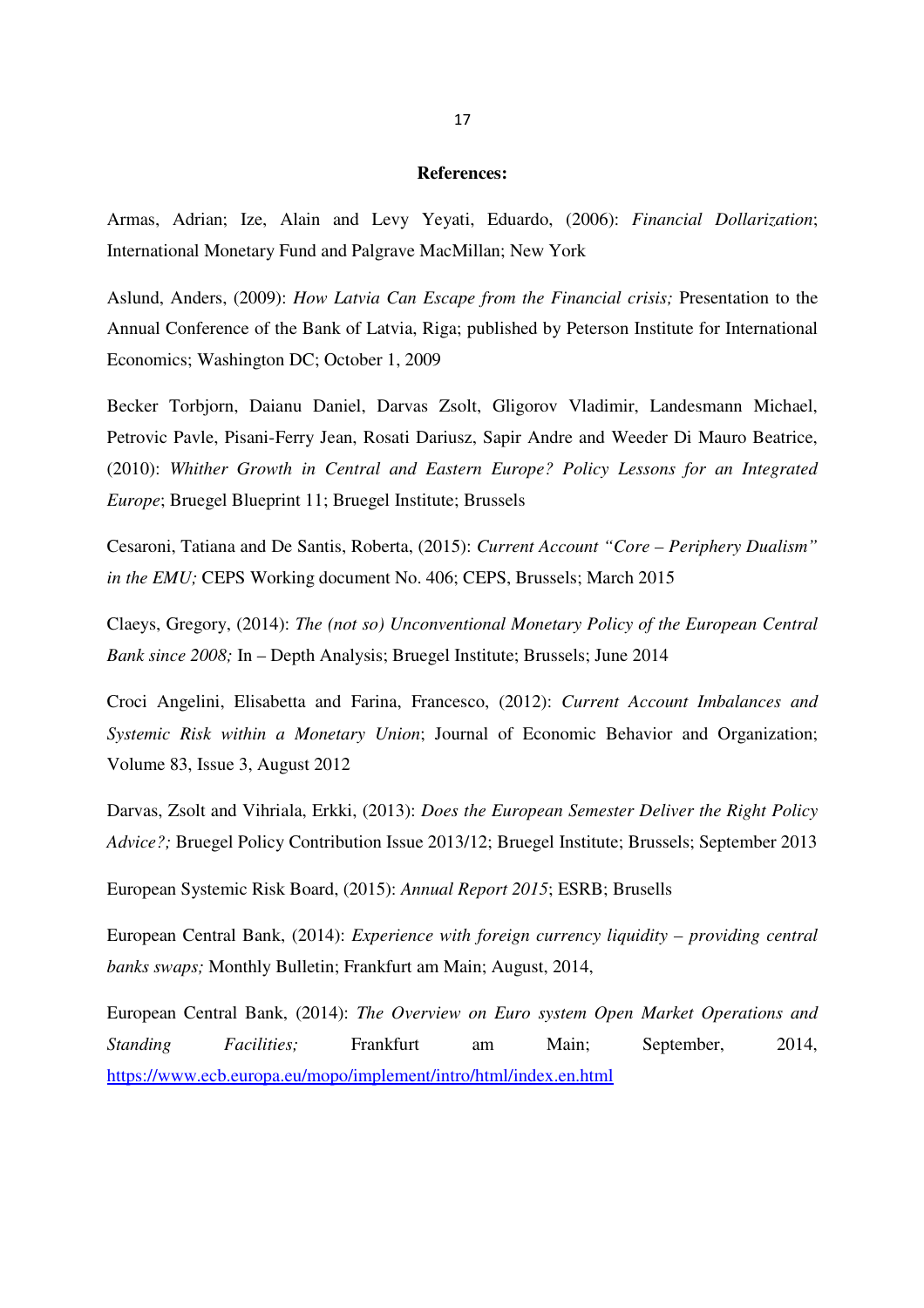**References:**

Armas, Adrian; Ize, Alain and Levy Yeyati, Eduardo, (2006): *Financial Dollarization*; International Monetary Fund and Palgrave MacMillan; New York

Aslund, Anders, (2009): *How Latvia Can Escape from the Financial crisis;* Presentation to the Annual Conference of the Bank of Latvia, Riga; published by Peterson Institute for International Economics; Washington DC; October 1, 2009

Becker Torbjorn, Daianu Daniel, Darvas Zsolt, Gligorov Vladimir, Landesmann Michael, Petrovic Pavle, Pisani-Ferry Jean, Rosati Dariusz, Sapir Andre and Weeder Di Mauro Beatrice, (2010): *Whither Growth in Central and Eastern Europe? Policy Lessons for an Integrated Europe*; Bruegel Blueprint 11; Bruegel Institute; Brussels

Cesaroni, Tatiana and De Santis, Roberta, (2015): *Current Account "Core – Periphery Dualism" in the EMU;* CEPS Working document No. 406; CEPS, Brussels; March 2015

Claeys, Gregory, (2014): *The (not so) Unconventional Monetary Policy of the European Central Bank since 2008;* In – Depth Analysis; Bruegel Institute; Brussels; June 2014

Croci Angelini, Elisabetta and Farina, Francesco, (2012): *Current Account Imbalances and Systemic Risk within a Monetary Union*; Journal of Economic Behavior and Organization; Volume 83, Issue 3, August 2012

Darvas, Zsolt and Vihriala, Erkki, (2013): *Does the European Semester Deliver the Right Policy Advice?;* Bruegel Policy Contribution Issue 2013/12; Bruegel Institute; Brussels; September 2013

European Systemic Risk Board, (2015): *Annual Report 2015*; ESRB; Brusells

European Central Bank, (2014): *Experience with foreign currency liquidity – providing central banks swaps;* Monthly Bulletin; Frankfurt am Main; August, 2014,

European Central Bank, (2014): *The Overview on Euro system Open Market Operations and Standing Facilities;* Frankfurt am Main; September, 2014, https://www.ecb.europa.eu/mopo/implement/intro/html/index.en.html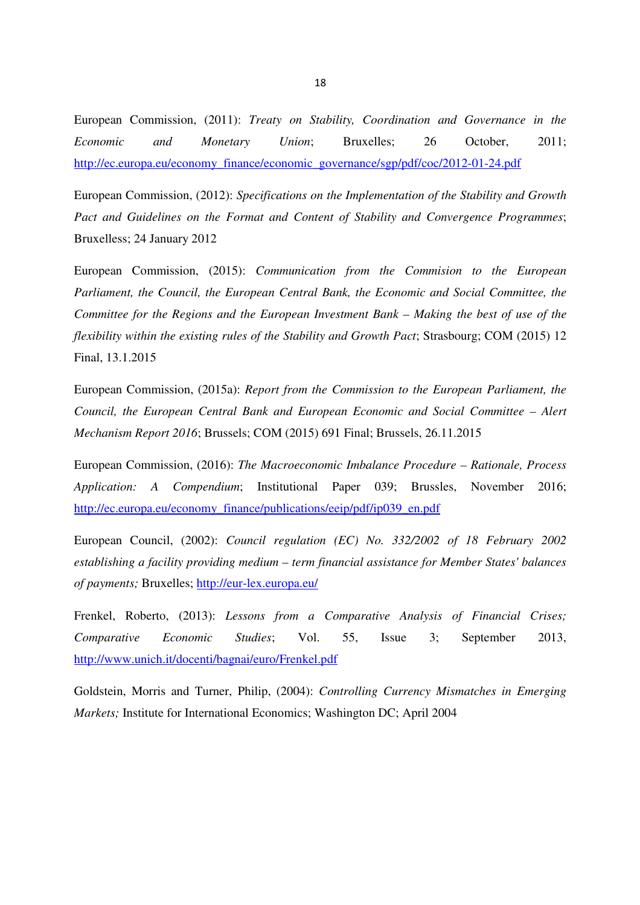European Commission, (2011): *Treaty on Stability, Coordination and Governance in the Economic and Monetary Union*; Bruxelles; 26 October, 2011; http://ec.europa.eu/economy_finance/economic_governance/sgp/pdf/coc/2012-01-24.pdf

European Commission, (2012): *Specifications on the Implementation of the Stability and Growth Pact and Guidelines on the Format and Content of Stability and Convergence Programmes*; Bruxelless; 24 January 2012

European Commission, (2015): *Communication from the Commision to the European Parliament, the Council, the European Central Bank, the Economic and Social Committee, the Committee for the Regions and the European Investment Bank – Making the best of use of the flexibility within the existing rules of the Stability and Growth Pact*; Strasbourg; COM (2015) 12 Final, 13.1.2015

European Commission, (2015a): *Report from the Commission to the European Parliament, the Council, the European Central Bank and European Economic and Social Committee – Alert Mechanism Report 2016*; Brussels; COM (2015) 691 Final; Brussels, 26.11.2015

European Commission, (2016): *The Macroeconomic Imbalance Procedure – Rationale, Process Application: A Compendium*; Institutional Paper 039; Brussles, November 2016; http://ec.europa.eu/economy_finance/publications/eeip/pdf/ip039_en.pdf

European Council, (2002): *Council regulation (EC) No. 332/2002 of 18 February 2002 establishing a facility providing medium – term financial assistance for Member States' balances of payments;* Bruxelles; http://eur-lex.europa.eu/

Frenkel, Roberto, (2013): *Lessons from a Comparative Analysis of Financial Crises; Comparative Economic Studies*; Vol. 55, Issue 3; September 2013, http://www.unich.it/docenti/bagnai/euro/Frenkel.pdf

Goldstein, Morris and Turner, Philip, (2004): *Controlling Currency Mismatches in Emerging Markets;* Institute for International Economics; Washington DC; April 2004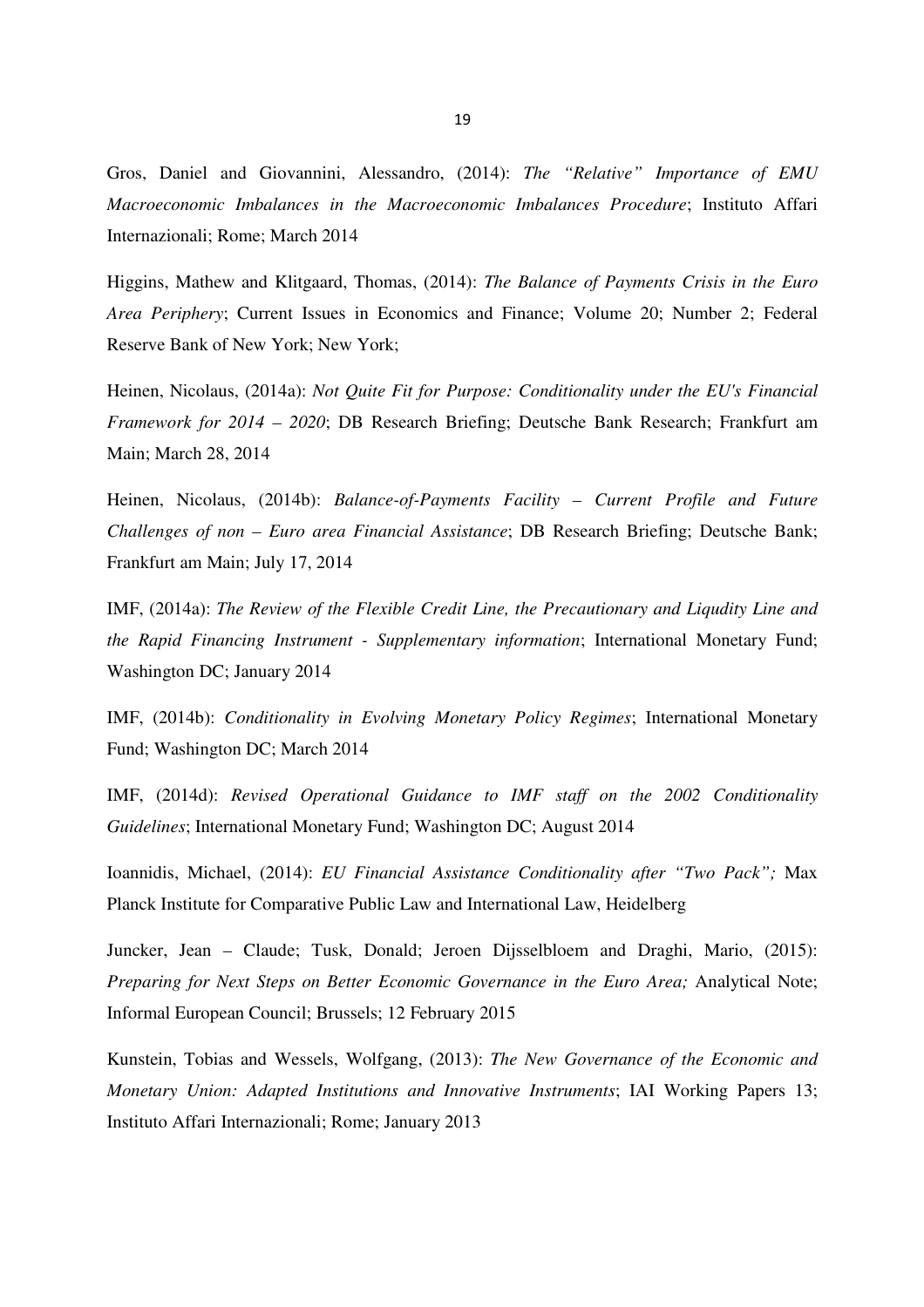Gros, Daniel and Giovannini, Alessandro, (2014): *The "Relative" Importance of EMU Macroeconomic Imbalances in the Macroeconomic Imbalances Procedure*; Instituto Affari Internazionali; Rome; March 2014

Higgins, Mathew and Klitgaard, Thomas, (2014): *The Balance of Payments Crisis in the Euro Area Periphery*; Current Issues in Economics and Finance; Volume 20; Number 2; Federal Reserve Bank of New York; New York;

Heinen, Nicolaus, (2014a): *Not Quite Fit for Purpose: Conditionality under the EU's Financial Framework for 2014 – 2020*; DB Research Briefing; Deutsche Bank Research; Frankfurt am Main; March 28, 2014

Heinen, Nicolaus, (2014b): *Balance-of-Payments Facility – Current Profile and Future Challenges of non – Euro area Financial Assistance*; DB Research Briefing; Deutsche Bank; Frankfurt am Main; July 17, 2014

IMF, (2014a): *The Review of the Flexible Credit Line, the Precautionary and Liqudity Line and the Rapid Financing Instrument - Supplementary information*; International Monetary Fund; Washington DC; January 2014

IMF, (2014b): *Conditionality in Evolving Monetary Policy Regimes*; International Monetary Fund; Washington DC; March 2014

IMF, (2014d): *Revised Operational Guidance to IMF staff on the 2002 Conditionality Guidelines*; International Monetary Fund; Washington DC; August 2014

Ioannidis, Michael, (2014): *EU Financial Assistance Conditionality after "Two Pack";* Max Planck Institute for Comparative Public Law and International Law, Heidelberg

Juncker, Jean – Claude; Tusk, Donald; Jeroen Dijsselbloem and Draghi, Mario, (2015): *Preparing for Next Steps on Better Economic Governance in the Euro Area;* Analytical Note; Informal European Council; Brussels; 12 February 2015

Kunstein, Tobias and Wessels, Wolfgang, (2013): *The New Governance of the Economic and Monetary Union: Adapted Institutions and Innovative Instruments*; IAI Working Papers 13; Instituto Affari Internazionali; Rome; January 2013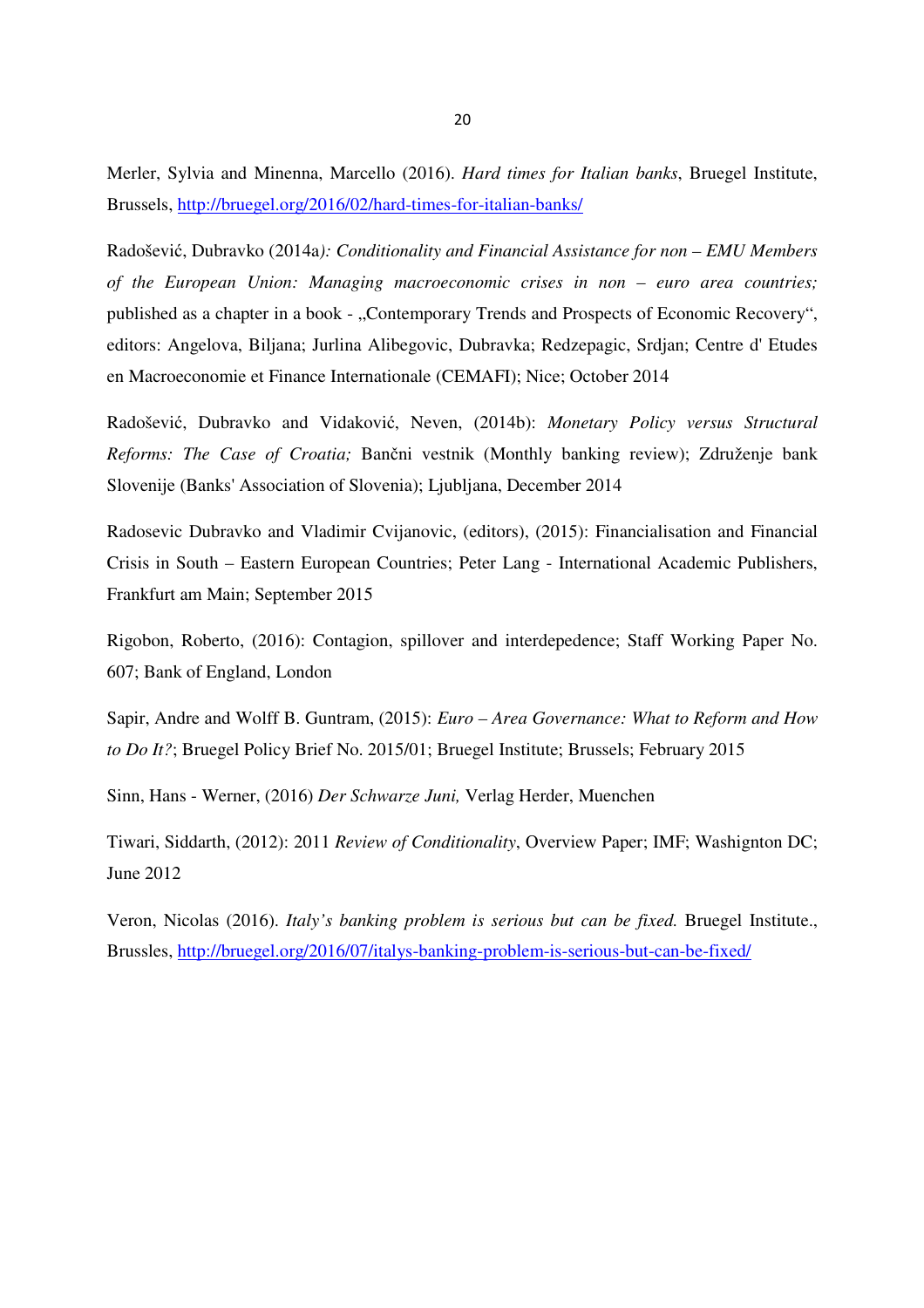Merler, Sylvia and Minenna, Marcello (2016). *Hard times for Italian banks*, Bruegel Institute, Brussels, http://bruegel.org/2016/02/hard-times-for-italian-banks/

Radošević, Dubravko (2014a*): Conditionality and Financial Assistance for non – EMU Members of the European Union: Managing macroeconomic crises in non – euro area countries;* published as a chapter in a book - „Contemporary Trends and Prospects of Economic Recovery", editors: Angelova, Biljana; Jurlina Alibegovic, Dubravka; Redzepagic, Srdjan; Centre d' Etudes en Macroeconomie et Finance Internationale (CEMAFI); Nice; October 2014

Radošević, Dubravko and Vidaković, Neven, (2014b): *Monetary Policy versus Structural Reforms: The Case of Croatia;* Bančni vestnik (Monthly banking review); Združenje bank Slovenije (Banks' Association of Slovenia); Ljubljana, December 2014

Radosevic Dubravko and Vladimir Cvijanovic, (editors), (2015): Financialisation and Financial Crisis in South – Eastern European Countries; Peter Lang - International Academic Publishers, Frankfurt am Main; September 2015

Rigobon, Roberto, (2016): Contagion, spillover and interdepedence; Staff Working Paper No. 607; Bank of England, London

Sapir, Andre and Wolff B. Guntram, (2015): *Euro – Area Governance: What to Reform and How to Do It?*; Bruegel Policy Brief No. 2015/01; Bruegel Institute; Brussels; February 2015

Sinn, Hans - Werner, (2016) *Der Schwarze Juni,* Verlag Herder, Muenchen

Tiwari, Siddarth, (2012): 2011 *Review of Conditionality*, Overview Paper; IMF; Washignton DC; June 2012

Veron, Nicolas (2016). *Italy's banking problem is serious but can be fixed.* Bruegel Institute., Brussles, http://bruegel.org/2016/07/italys-banking-problem-is-serious-but-can-be-fixed/